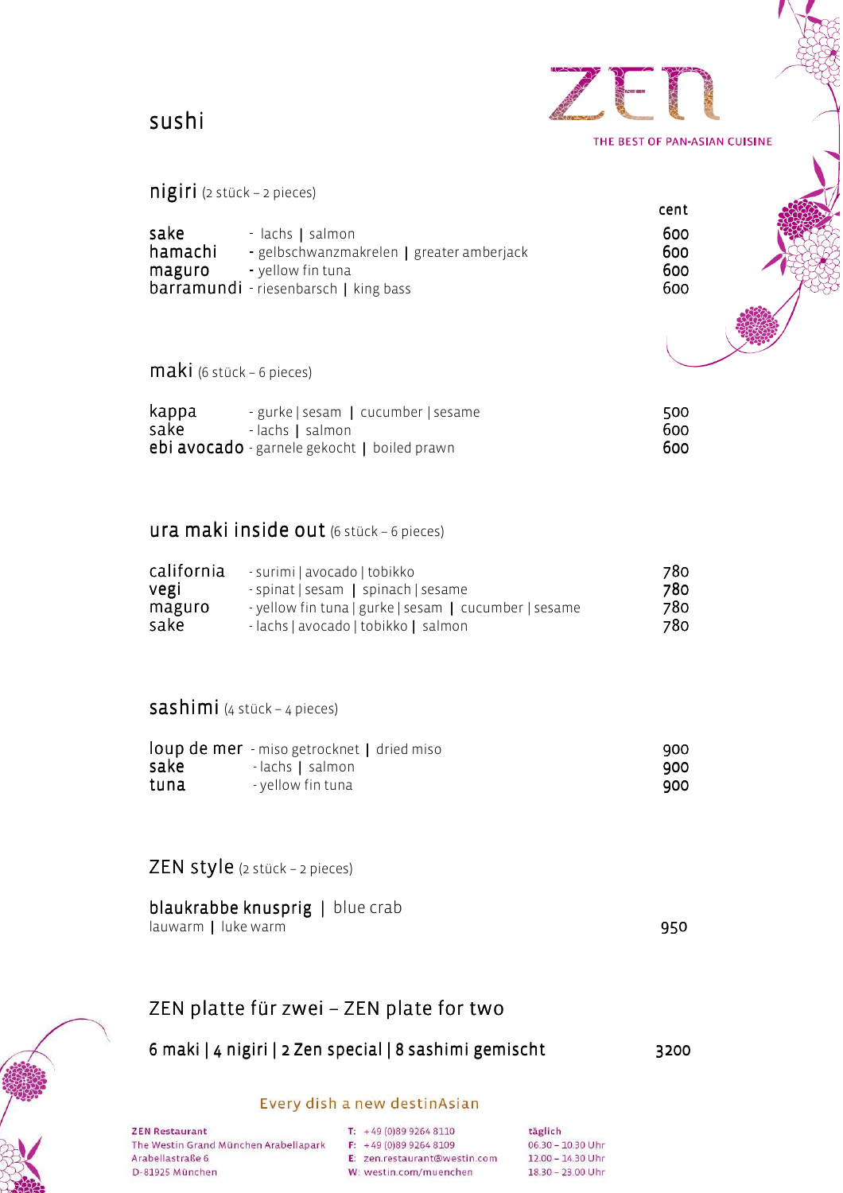# sushi

ZEN
THE BEST OF PAN-ASIAN CUISINE

## nigiri (2 stück – 2 pieces)

| | | cent |
|---|---|---|
| sake | - lachs \| salmon | 600 |
| hamachi | - gelbschwanzmakrelen \| greater amberjack | 600 |
| maguro | - yellow fin tuna | 600 |
| barramundi | - riesenbarsch \| king bass | 600 |

## maki (6 stück – 6 pieces)

| | | |
|---|---|---|
| kappa | - gurke \| sesam \| cucumber \| sesame | 500 |
| sake | - lachs \| salmon | 600 |
| ebi avocado | - garnele gekocht \| boiled prawn | 600 |

## ura maki inside out (6 stück – 6 pieces)

| | | |
|---|---|---|
| california | - surimi \| avocado \| tobikko | 780 |
| vegi | - spinat \| sesam \| spinach \| sesame | 780 |
| maguro | - yellow fin tuna \| gurke \| sesam \| cucumber \| sesame | 780 |
| sake | - lachs \| avocado \| tobikko \| salmon | 780 |

## sashimi (4 stück – 4 pieces)

| | | |
|---|---|---|
| loup de mer | - miso getrocknet \| dried miso | 900 |
| sake | - lachs \| salmon | 900 |
| tuna | - yellow fin tuna | 900 |

## ZEN style (2 stück – 2 pieces)

**blaukrabbe knusprig** | blue crab
lauwarm | luke warm — 950

## ZEN platte für zwei – ZEN plate for two

6 maki | 4 nigiri | 2 Zen special | 8 sashimi gemischt — 3200

Every dish a new destinAsian

**ZEN Restaurant**
The Westin Grand München Arabellapark
Arabellastraße 6
D-81925 München

T: +49 (0)89 9264 8110
F: +49 (0)89 9264 8109
E: zen.restaurant@westin.com
W: westin.com/muenchen

täglich
06.30 – 10.30 Uhr
12.00 – 14.30 Uhr
18.30 – 23.00 Uhr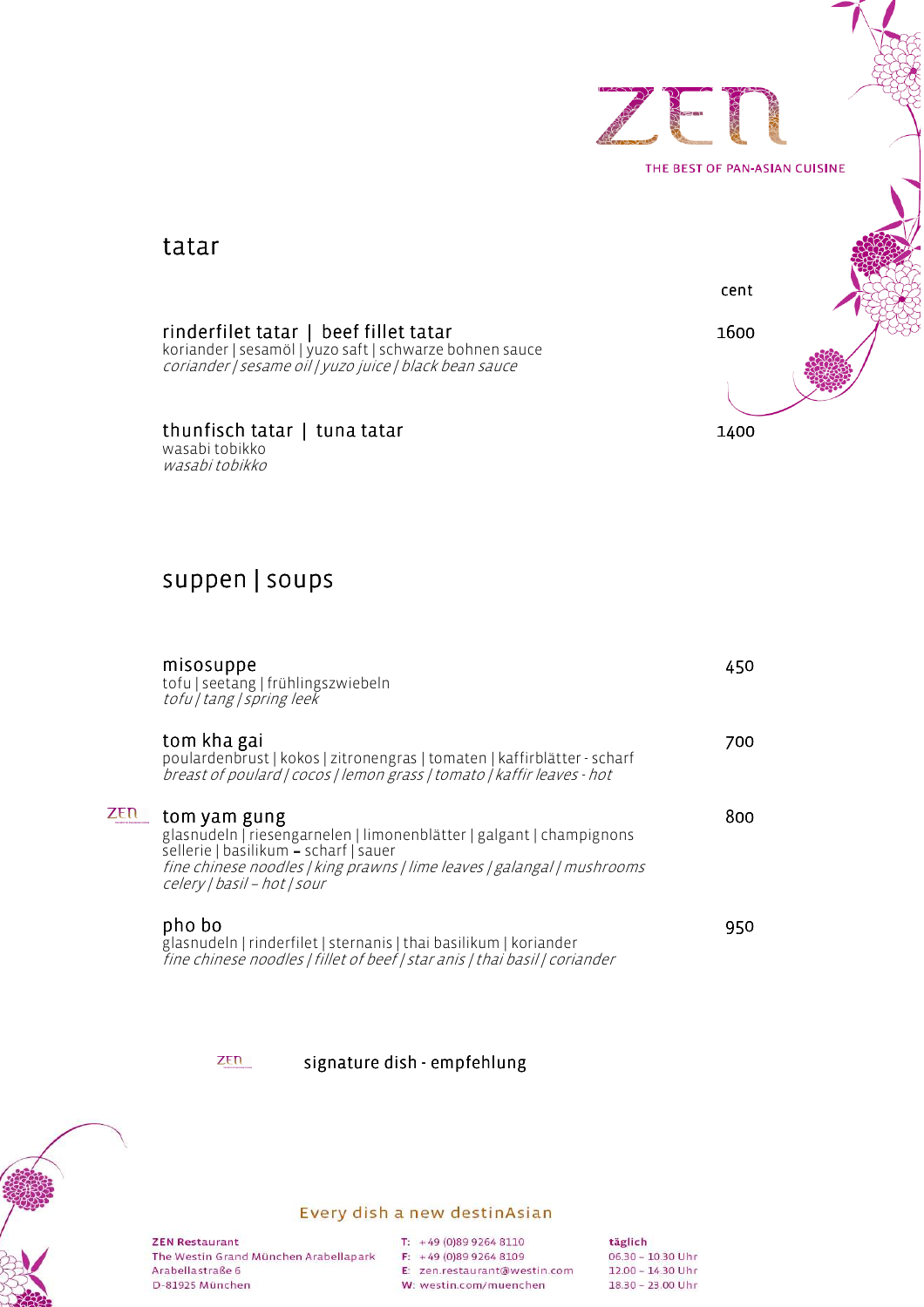ZEN

THE BEST OF PAN-ASIAN CUISINE

## tatar

| | cent |
|---|---|
| **rinderfilet tatar \| beef fillet tatar**<br>koriander \| sesamöl \| yuzo saft \| schwarze bohnen sauce<br>*coriander \| sesame oil \| yuzo juice \| black bean sauce* | 1600 |
| **thunfisch tatar \| tuna tatar**<br>wasabi tobikko<br>*wasabi tobikko* | 1400 |

## suppen | soups

| | |
|---|---|
| **misosuppe**<br>tofu \| seetang \| frühlingszwiebeln<br>*tofu \| tang \| spring leek* | 450 |
| **tom kha gai**<br>poulardenbrust \| kokos \| zitronengras \| tomaten \| kaffirblätter - scharf<br>*breast of poulard \| cocos \| lemon grass \| tomato \| kaffir leaves - hot* | 700 |
| ZEN **tom yam gung**<br>glasnudeln \| riesengarnelen \| limonenblätter \| galgant \| champignons<br>sellerie \| basilikum – scharf \| sauer<br>*fine chinese noodles \| king prawns \| lime leaves \| galangal \| mushrooms*<br>*celery \| basil – hot \| sour* | 800 |
| **pho bo**<br>glasnudeln \| rinderfilet \| sternanis \| thai basilikum \| koriander<br>*fine chinese noodles \| fillet of beef \| star anis \| thai basil \| coriander* | 950 |

ZEN signature dish - empfehlung

Every dish a new destinAsian

**ZEN Restaurant**
The Westin Grand München Arabellapark
Arabellastraße 6
D-81925 München

T: +49 (0)89 9264 8110
F: +49 (0)89 9264 8109
E: zen.restaurant@westin.com
W: westin.com/muenchen

**täglich**
06.30 – 10.30 Uhr
12.00 – 14.30 Uhr
18.30 – 23.00 Uhr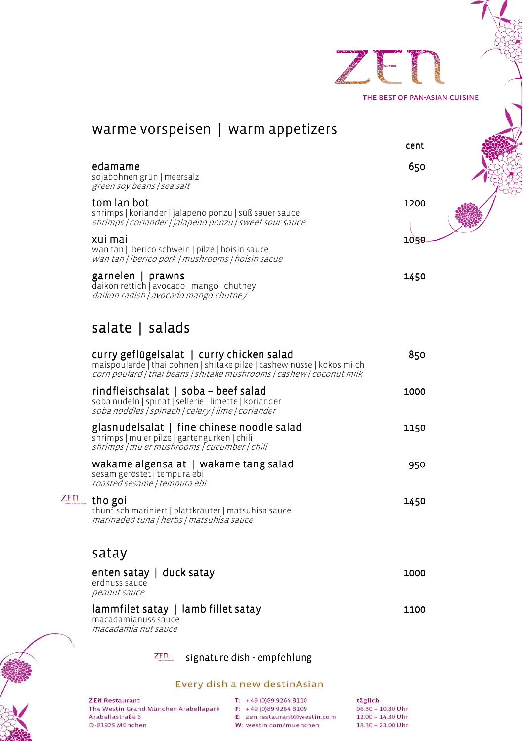# ZEN

THE BEST OF PAN-ASIAN CUISINE

## warme vorspeisen | warm appetizers

| | cent |
|---|---|
| **edamame**<br>sojabohnen grün \| meersalz<br>*green soy beans / sea salt* | 650 |
| **tom lan bot**<br>shrimps \| koriander \| jalapeno ponzu \| süß sauer sauce<br>*shrimps / coriander / jalapeno ponzu / sweet sour sauce* | 1200 |
| **xui mai**<br>wan tan \| iberico schwein \| pilze \| hoisin sauce<br>*wan tan / iberico pork / mushrooms / hoisin sacue* | 1050 |
| **garnelen \| prawns**<br>daikon rettich \| avocado - mango - chutney<br>*daikon radish / avocado mango chutney* | 1450 |

## salate | salads

| | |
|---|---|
| **curry geflügelsalat \| curry chicken salad**<br>maispoularde \| thai bohnen \| shitake pilze \| cashew nüsse \| kokos milch<br>*corn poulard / thai beans / shitake mushrooms / cashew / coconut milk* | 850 |
| **rindfleischsalat \| soba – beef salad**<br>soba nudeln \| spinat \| sellerie \| limette \| koriander<br>*soba noddles / spinach / celery / lime / coriander* | 1000 |
| **glasnudelsalat \| fine chinese noodle salad**<br>shrimps \| mu er pilze \| gartengurken \| chili<br>*shrimps / mu er mushrooms / cucumber / chili* | 1150 |
| **wakame algensalat \| wakame tang salad**<br>sesam geröstet \| tempura ebi<br>*roasted sesame / tempura ebi* | 950 |
| ZEN **tho goi**<br>thunfisch mariniert \| blattkräuter \| matsuhisa sauce<br>*marinaded tuna / herbs / matsuhisa sauce* | 1450 |

## satay

| | |
|---|---|
| **enten satay \| duck satay**<br>erdnuss sauce<br>*peanut sauce* | 1000 |
| **lammfilet satay \| lamb fillet satay**<br>macadamianuss sauce<br>*macadamia nut sauce* | 1100 |

ZEN signature dish - empfehlung

Every dish a new destinAsian

**ZEN Restaurant**
The Westin Grand München Arabellapark
Arabellastraße 6
D-81925 München

T: +49 (0)89 9264 8110
F: +49 (0)89 9264 8109
E: zen.restaurant@westin.com
W: westin.com/muenchen

**täglich**
06.30 – 10.30 Uhr
12.00 – 14.30 Uhr
18.30 – 23.00 Uhr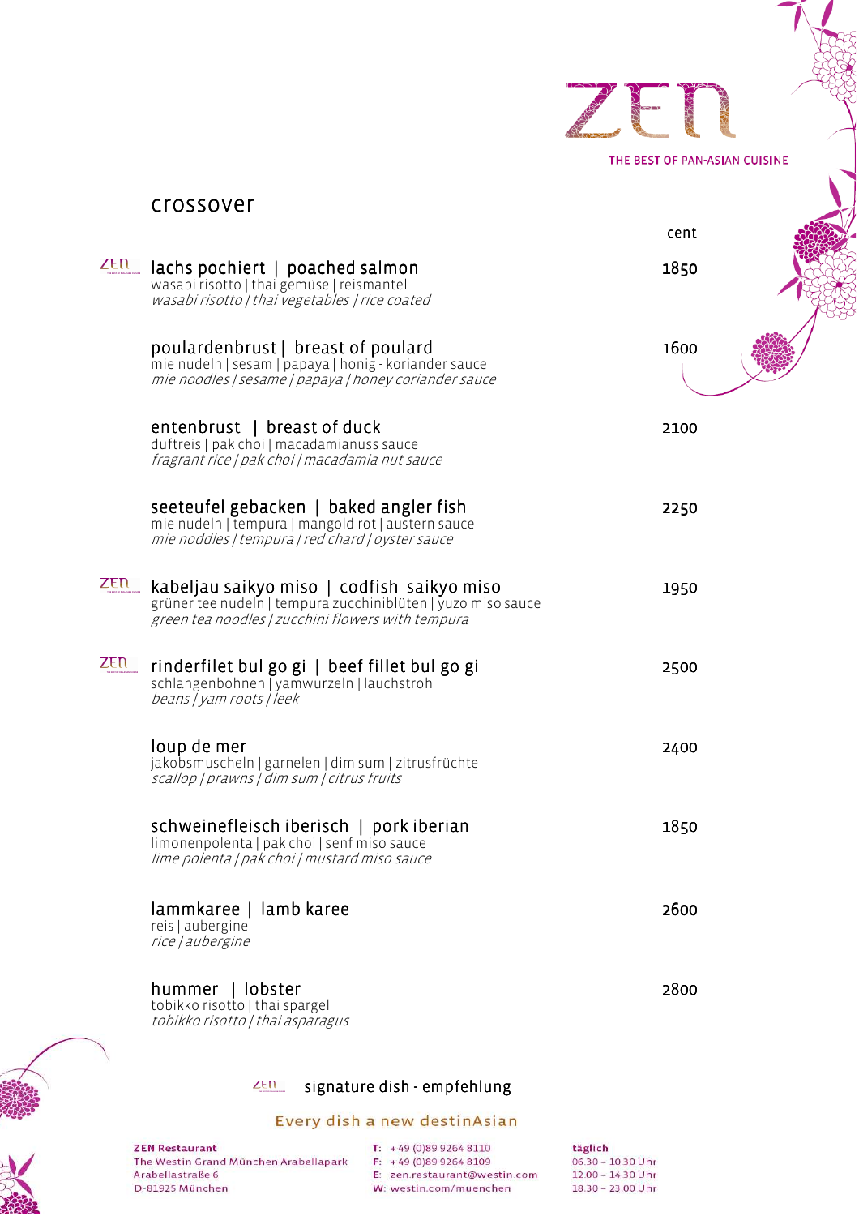# ZEN

THE BEST OF PAN-ASIAN CUISINE

## crossover

| | | cent |
|---|---|---|
| ZEN | **lachs pochiert \| poached salmon**<br>wasabi risotto \| thai gemüse \| reismantel<br>*wasabi risotto \| thai vegetables \| rice coated* | 1850 |
| | **poulardenbrust \| breast of poulard**<br>mie nudeln \| sesam \| papaya \| honig - koriander sauce<br>*mie noodles \| sesame \| papaya \| honey coriander sauce* | 1600 |
| | **entenbrust \| breast of duck**<br>duftreis \| pak choi \| macadamianuss sauce<br>*fragrant rice \| pak choi \| macadamia nut sauce* | 2100 |
| | **seeteufel gebacken \| baked angler fish**<br>mie nudeln \| tempura \| mangold rot \| austern sauce<br>*mie noddles \| tempura \| red chard \| oyster sauce* | 2250 |
| ZEN | **kabeljau saikyo miso \| codfish saikyo miso**<br>grüner tee nudeln \| tempura zucchiniblüten \| yuzo miso sauce<br>*green tea noodles \| zucchini flowers with tempura* | 1950 |
| ZEN | **rinderfilet bul go gi \| beef fillet bul go gi**<br>schlangenbohnen \| yamwurzeln \| lauchstroh<br>*beans \| yam roots \| leek* | 2500 |
| | **loup de mer**<br>jakobsmuscheln \| garnelen \| dim sum \| zitrusfrüchte<br>*scallop \| prawns \| dim sum \| citrus fruits* | 2400 |
| | **schweinefleisch iberisch \| pork iberian**<br>limonenpolenta \| pak choi \| senf miso sauce<br>*lime polenta \| pak choi \| mustard miso sauce* | 1850 |
| | **lammkaree \| lamb karee**<br>reis \| aubergine<br>*rice \| aubergine* | 2600 |
| | **hummer \| lobster**<br>tobikko risotto \| thai spargel<br>*tobikko risotto \| thai asparagus* | 2800 |

ZEN signature dish - empfehlung

Every dish a new destinAsian

**ZEN Restaurant**
The Westin Grand München Arabellapark
Arabellastraße 6
D-81925 München

T: +49 (0)89 9264 8110
F: +49 (0)89 9264 8109
E: zen.restaurant@westin.com
W: westin.com/muenchen

**täglich**
06.30 – 10.30 Uhr
12.00 – 14.30 Uhr
18.30 – 23.00 Uhr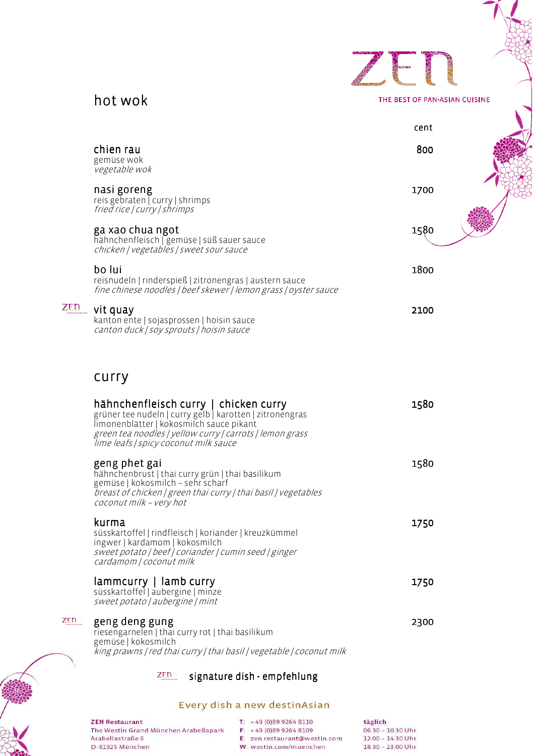# ZEN

THE BEST OF PAN-ASIAN CUISINE

## hot wok

| | cent |
|---|---|
| **chien rau**<br>gemüse wok<br>*vegetable wok* | 800 |
| **nasi goreng**<br>reis gebraten \| curry \| shrimps<br>*fried rice \| curry \| shrimps* | 1700 |
| **ga xao chua ngot**<br>hähnchenfleisch \| gemüse \| süß sauer sauce<br>*chicken \| vegetables \| sweet sour sauce* | 1580 |
| **bo lui**<br>reisnudeln \| rinderspieß \| zitronengras \| austern sauce<br>*fine chinese noodles \| beef skewer \| lemon grass \| oyster sauce* | 1800 |
| ZEN **vit quay**<br>kanton ente \| sojasprossen \| hoisin sauce<br>*canton duck \| soy sprouts \| hoisin sauce* | 2100 |

## curry

| | |
|---|---|
| **hähnchenfleisch curry \| chicken curry**<br>grüner tee nudeln \| curry gelb \| karotten \| zitronengras<br>limonenblätter \| kokosmilch sauce pikant<br>*green tea noodles \| yellow curry \| carrots \| lemon grass*<br>*lime leafs \| spicy coconut milk sauce* | 1580 |
| **geng phet gai**<br>hähnchenbrust \| thai curry grün \| thai basilikum<br>gemüse \| kokosmilch – sehr scharf<br>*breast of chicken \| green thai curry \| thai basil \| vegetables*<br>*coconut milk – very hot* | 1580 |
| **kurma**<br>süsskartoffel \| rindfleisch \| koriander \| kreuzkümmel<br>ingwer \| kardamom \| kokosmilch<br>*sweet potato \| beef \| coriander \| cumin seed \| ginger*<br>*cardamom \| coconut milk* | 1750 |
| **lammcurry \| lamb curry**<br>süsskartoffel \| aubergine \| minze<br>*sweet potato \| aubergine \| mint* | 1750 |
| ZEN **geng deng gung**<br>riesengarnelen \| thai curry rot \| thai basilikum<br>gemüse \| kokosmilch<br>*king prawns \| red thai curry \| thai basil \| vegetable \| coconut milk* | 2300 |

ZEN signature dish - empfehlung

Every dish a new destinAsian

**ZEN Restaurant**
The Westin Grand München Arabellapark
Arabellastraße 6
D-81925 München

T: +49 (0)89 9264 8110
F: +49 (0)89 9264 8109
E: zen.restaurant@westin.com
W: westin.com/muenchen

**täglich**
06.30 – 10.30 Uhr
12.00 – 14.30 Uhr
18.30 – 23.00 Uhr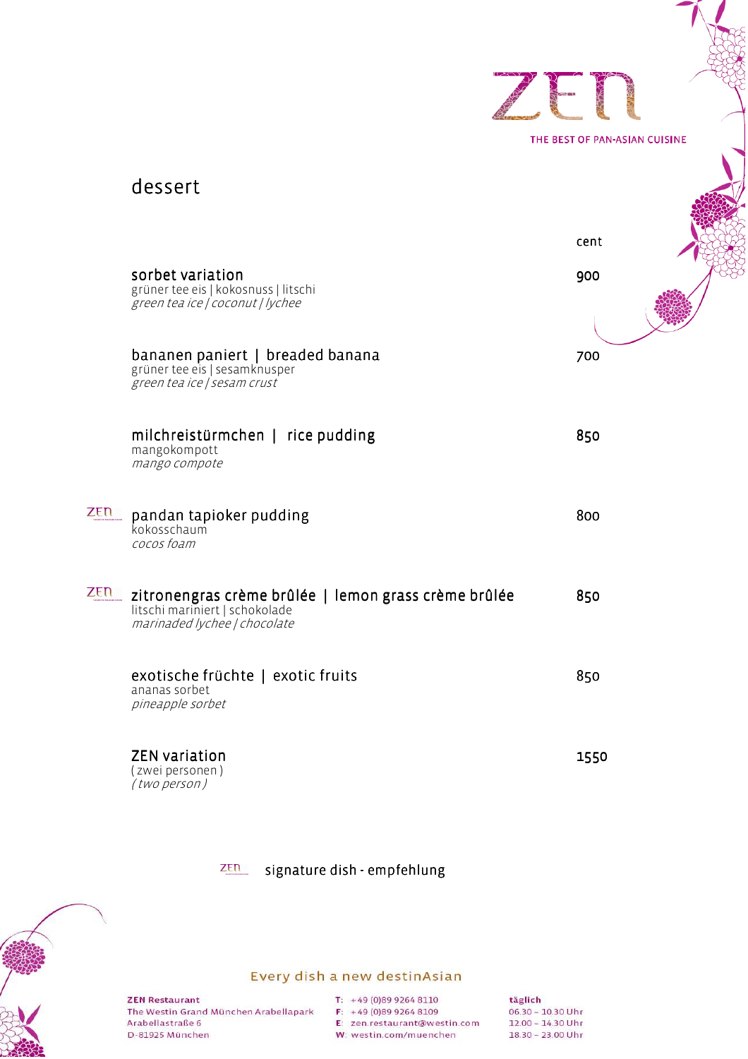ZEN

THE BEST OF PAN-ASIAN CUISINE

# dessert

| | cent |
|---|---|
| **sorbet variation**<br>grüner tee eis \| kokosnuss \| litschi<br>*green tea ice / coconut / lychee* | 900 |
| **bananen paniert \| breaded banana**<br>grüner tee eis \| sesamknusper<br>*green tea ice / sesam crust* | 700 |
| **milchreistürmchen \| rice pudding**<br>mangokompott<br>*mango compote* | 850 |
| ZEN **pandan tapioker pudding**<br>kokosschaum<br>*cocos foam* | 800 |
| ZEN **zitronengras crème brûlée \| lemon grass crème brûlée**<br>litschi mariniert \| schokolade<br>*marinaded lychee / chocolate* | 850 |
| **exotische früchte \| exotic fruits**<br>ananas sorbet<br>*pineapple sorbet* | 850 |
| **ZEN variation**<br>( zwei personen )<br>*( two person )* | 1550 |

ZEN signature dish - empfehlung

Every dish a new destinAsian

**ZEN Restaurant**
The Westin Grand München Arabellapark
Arabellastraße 6
D-81925 München

T: +49 (0)89 9264 8110
F: +49 (0)89 9264 8109
E: zen.restaurant@westin.com
W: westin.com/muenchen

**täglich**
06.30 – 10.30 Uhr
12.00 – 14.30 Uhr
18.30 – 23.00 Uhr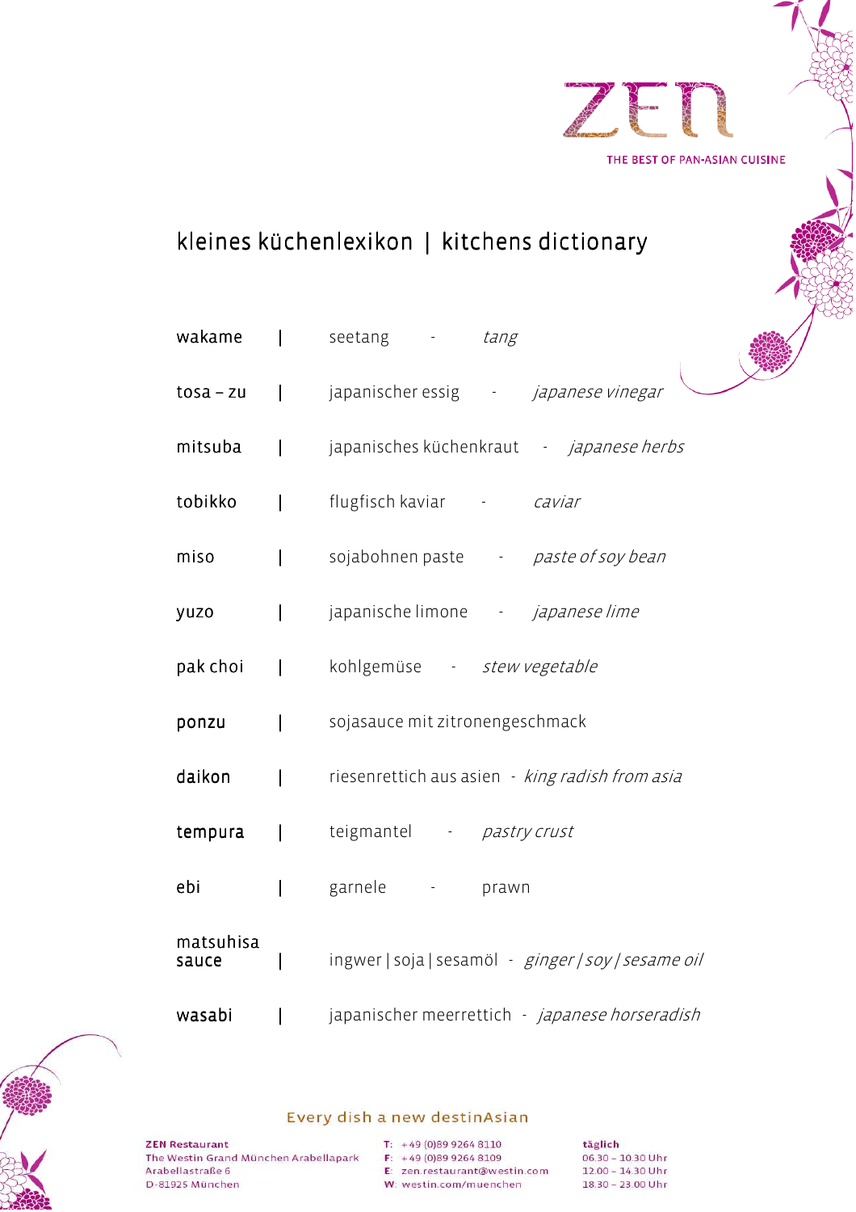ZEN

THE BEST OF PAN-ASIAN CUISINE

# kleines küchenlexikon | kitchens dictionary

| | | |
|---|---|---|
| wakame | seetang | *tang* |
| tosa – zu | japanischer essig | *japanese vinegar* |
| mitsuba | japanisches küchenkraut | *japanese herbs* |
| tobikko | flugfisch kaviar | *caviar* |
| miso | sojabohnen paste | *paste of soy bean* |
| yuzo | japanische limone | *japanese lime* |
| pak choi | kohlgemüse | *stew vegetable* |
| ponzu | sojasauce mit zitronengeschmack | |
| daikon | riesenrettich aus asien | *king radish from asia* |
| tempura | teigmantel | *pastry crust* |
| ebi | garnele | prawn |
| matsuhisa sauce | ingwer \| soja \| sesamöl | *ginger \| soy \| sesame oil* |
| wasabi | japanischer meerrettich | *japanese horseradish* |

Every dish a new destinAsian

**ZEN Restaurant**
The Westin Grand München Arabellapark
Arabellastraße 6
D-81925 München

T: +49 (0)89 9264 8110
F: +49 (0)89 9264 8109
E: zen.restaurant@westin.com
W: westin.com/muenchen

**täglich**
06.30 – 10.30 Uhr
12.00 – 14.30 Uhr
18.30 – 23.00 Uhr